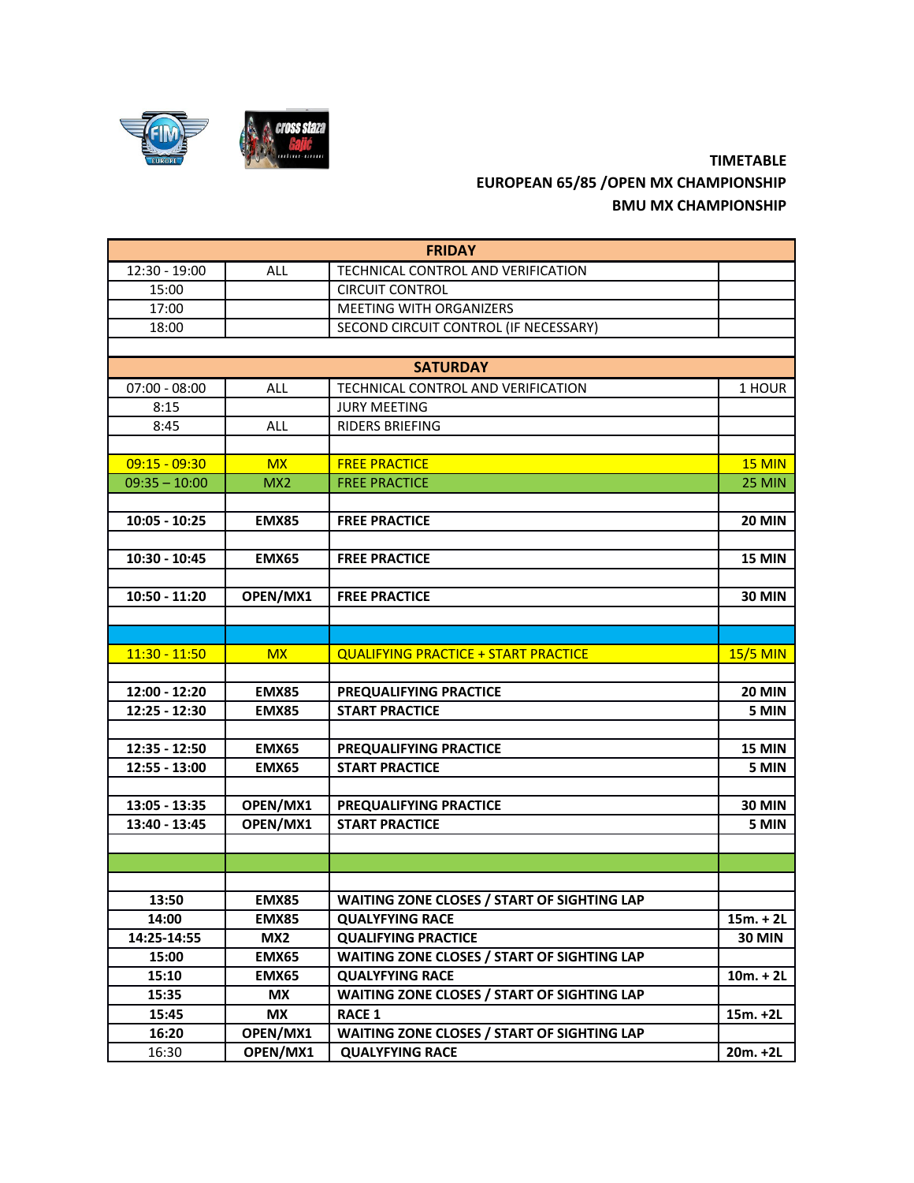**TIMETABLE**

**EUROPEAN 65/85 /OPEN MX CHAMPIONSHIP**

**BMU MX CHAMPIONSHIP**

| **FRIDAY** | | | |
|---|---|---|---|
| 12:30 - 19:00 | ALL | TECHNICAL CONTROL AND VERIFICATION | |
| 15:00 | | CIRCUIT CONTROL | |
| 17:00 | | MEETING WITH ORGANIZERS | |
| 18:00 | | SECOND CIRCUIT CONTROL (IF NECESSARY) | |
| | | | |
| **SATURDAY** | | | |
| 07:00 - 08:00 | ALL | TECHNICAL CONTROL AND VERIFICATION | 1 HOUR |
| 8:15 | | JURY MEETING | |
| 8:45 | ALL | RIDERS BRIEFING | |
| | | | |
| 09:15 - 09:30 | MX | FREE PRACTICE | 15 MIN |
| 09:35 – 10:00 | MX2 | FREE PRACTICE | 25 MIN |
| | | | |
| **10:05 - 10:25** | **EMX85** | **FREE PRACTICE** | **20 MIN** |
| | | | |
| **10:30 - 10:45** | **EMX65** | **FREE PRACTICE** | **15 MIN** |
| | | | |
| **10:50 - 11:20** | **OPEN/MX1** | **FREE PRACTICE** | **30 MIN** |
| | | | |
| | | | |
| 11:30 - 11:50 | MX | QUALIFYING PRACTICE + START PRACTICE | 15/5 MIN |
| | | | |
| **12:00 - 12:20** | **EMX85** | **PREQUALIFYING PRACTICE** | **20 MIN** |
| **12:25 - 12:30** | **EMX85** | **START PRACTICE** | **5 MIN** |
| | | | |
| **12:35 - 12:50** | **EMX65** | **PREQUALIFYING PRACTICE** | **15 MIN** |
| **12:55 - 13:00** | **EMX65** | **START PRACTICE** | **5 MIN** |
| | | | |
| **13:05 - 13:35** | **OPEN/MX1** | **PREQUALIFYING PRACTICE** | **30 MIN** |
| **13:40 - 13:45** | **OPEN/MX1** | **START PRACTICE** | **5 MIN** |
| | | | |
| | | | |
| | | | |
| **13:50** | **EMX85** | **WAITING ZONE CLOSES / START OF SIGHTING LAP** | |
| **14:00** | **EMX85** | **QUALFYING RACE** | **15m. + 2L** |
| **14:25-14:55** | **MX2** | **QUALIFYING PRACTICE** | **30 MIN** |
| **15:00** | **EMX65** | **WAITING ZONE CLOSES / START OF SIGHTING LAP** | |
| **15:10** | **EMX65** | **QUALFYING RACE** | **10m. + 2L** |
| **15:35** | **MX** | **WAITING ZONE CLOSES / START OF SIGHTING LAP** | |
| **15:45** | **MX** | **RACE 1** | **15m. +2L** |
| **16:20** | **OPEN/MX1** | **WAITING ZONE CLOSES / START OF SIGHTING LAP** | |
| 16:30 | **OPEN/MX1** | **QUALFYING RACE** | **20m. +2L** |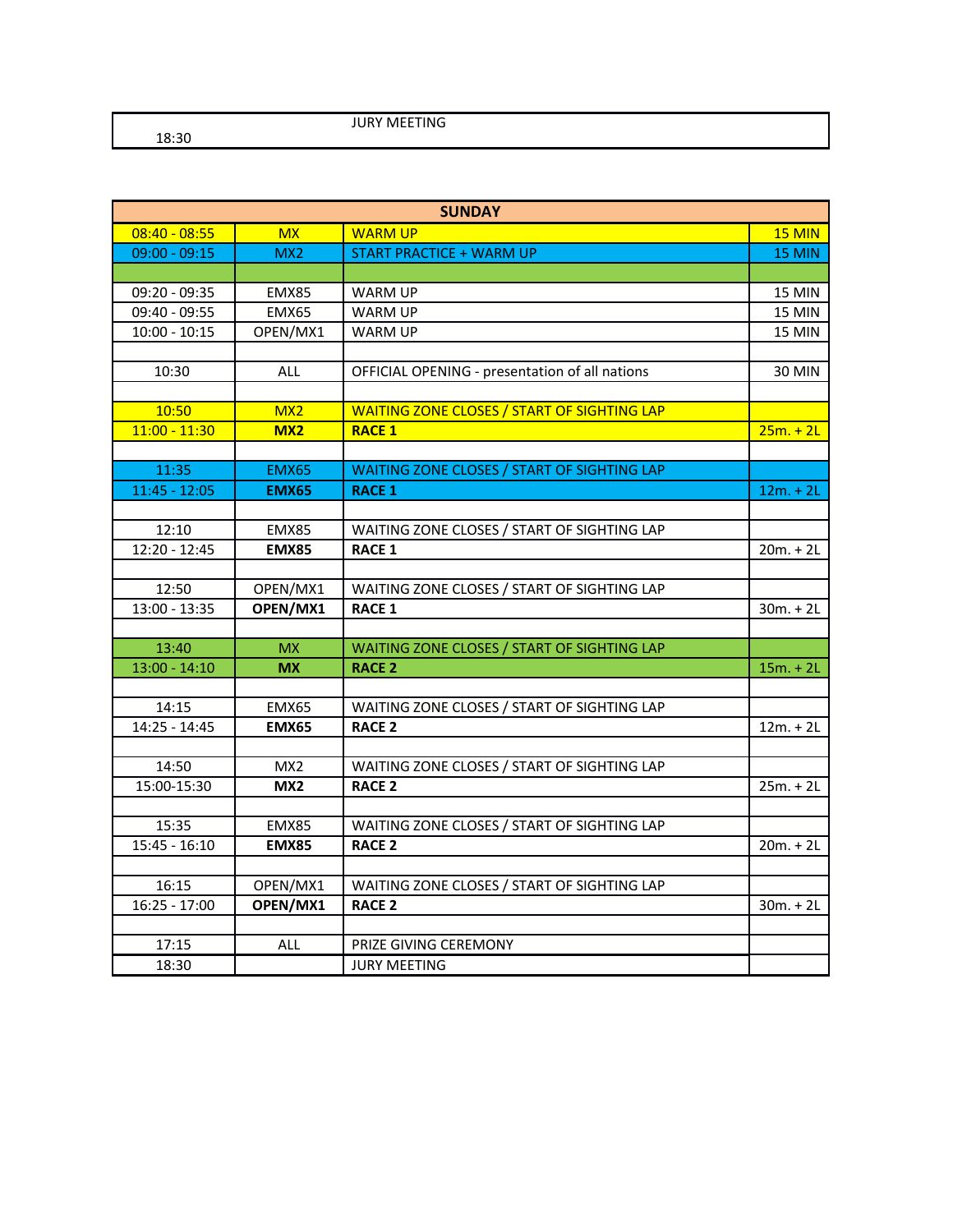| | |
|---|---|
| 18:30 | JURY MEETING |

| SUNDAY | | | |
|---|---|---|---|
| 08:40 - 08:55 | MX | WARM UP | 15 MIN |
| 09:00 - 09:15 | MX2 | START PRACTICE + WARM UP | 15 MIN |
| | | | |
| 09:20 - 09:35 | EMX85 | WARM UP | 15 MIN |
| 09:40 - 09:55 | EMX65 | WARM UP | 15 MIN |
| 10:00 - 10:15 | OPEN/MX1 | WARM UP | 15 MIN |
| | | | |
| 10:30 | ALL | OFFICIAL OPENING - presentation of all nations | 30 MIN |
| | | | |
| 10:50 | MX2 | WAITING ZONE CLOSES / START OF SIGHTING LAP | |
| 11:00 - 11:30 | **MX2** | **RACE 1** | 25m. + 2L |
| | | | |
| 11:35 | EMX65 | WAITING ZONE CLOSES / START OF SIGHTING LAP | |
| 11:45 - 12:05 | **EMX65** | **RACE 1** | 12m. + 2L |
| | | | |
| 12:10 | EMX85 | WAITING ZONE CLOSES / START OF SIGHTING LAP | |
| 12:20 - 12:45 | **EMX85** | **RACE 1** | 20m. + 2L |
| | | | |
| 12:50 | OPEN/MX1 | WAITING ZONE CLOSES / START OF SIGHTING LAP | |
| 13:00 - 13:35 | **OPEN/MX1** | **RACE 1** | 30m. + 2L |
| | | | |
| 13:40 | MX | WAITING ZONE CLOSES / START OF SIGHTING LAP | |
| 13:00 - 14:10 | **MX** | **RACE 2** | 15m. + 2L |
| | | | |
| 14:15 | EMX65 | WAITING ZONE CLOSES / START OF SIGHTING LAP | |
| 14:25 - 14:45 | **EMX65** | **RACE 2** | 12m. + 2L |
| | | | |
| 14:50 | MX2 | WAITING ZONE CLOSES / START OF SIGHTING LAP | |
| 15:00-15:30 | **MX2** | **RACE 2** | 25m. + 2L |
| | | | |
| 15:35 | EMX85 | WAITING ZONE CLOSES / START OF SIGHTING LAP | |
| 15:45 - 16:10 | **EMX85** | **RACE 2** | 20m. + 2L |
| | | | |
| 16:15 | OPEN/MX1 | WAITING ZONE CLOSES / START OF SIGHTING LAP | |
| 16:25 - 17:00 | **OPEN/MX1** | **RACE 2** | 30m. + 2L |
| | | | |
| 17:15 | ALL | PRIZE GIVING CEREMONY | |
| 18:30 | | JURY MEETING | |